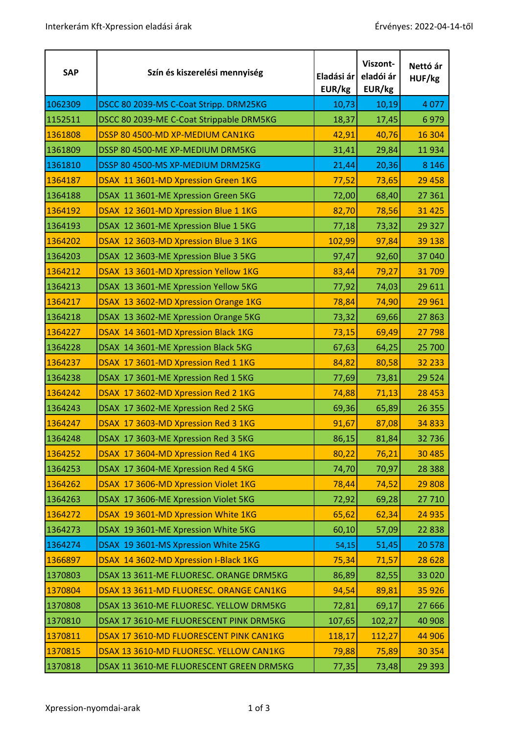Interkerám Kft-Xpression eladási árak

Érvényes: 2022-04-14-től

| SAP | Szín és kiszerelési mennyiség | Eladási ár EUR/kg | Viszont-eladói ár EUR/kg | Nettó ár HUF/kg |
|---|---|---|---|---|
| 1062309 | DSCC 80 2039-MS C-Coat Stripp. DRM25KG | 10,73 | 10,19 | 4 077 |
| 1152511 | DSCC 80 2039-ME C-Coat Strippable DRM5KG | 18,37 | 17,45 | 6 979 |
| 1361808 | DSSP 80 4500-MD XP-MEDIUM CAN1KG | 42,91 | 40,76 | 16 304 |
| 1361809 | DSSP 80 4500-ME XP-MEDIUM DRM5KG | 31,41 | 29,84 | 11 934 |
| 1361810 | DSSP 80 4500-MS XP-MEDIUM DRM25KG | 21,44 | 20,36 | 8 146 |
| 1364187 | DSAX 11 3601-MD Xpression Green 1KG | 77,52 | 73,65 | 29 458 |
| 1364188 | DSAX 11 3601-ME Xpression Green 5KG | 72,00 | 68,40 | 27 361 |
| 1364192 | DSAX 12 3601-MD Xpression Blue 1 1KG | 82,70 | 78,56 | 31 425 |
| 1364193 | DSAX 12 3601-ME Xpression Blue 1 5KG | 77,18 | 73,32 | 29 327 |
| 1364202 | DSAX 12 3603-MD Xpression Blue 3 1KG | 102,99 | 97,84 | 39 138 |
| 1364203 | DSAX 12 3603-ME Xpression Blue 3 5KG | 97,47 | 92,60 | 37 040 |
| 1364212 | DSAX 13 3601-MD Xpression Yellow 1KG | 83,44 | 79,27 | 31 709 |
| 1364213 | DSAX 13 3601-ME Xpression Yellow 5KG | 77,92 | 74,03 | 29 611 |
| 1364217 | DSAX 13 3602-MD Xpression Orange 1KG | 78,84 | 74,90 | 29 961 |
| 1364218 | DSAX 13 3602-ME Xpression Orange 5KG | 73,32 | 69,66 | 27 863 |
| 1364227 | DSAX 14 3601-MD Xpression Black 1KG | 73,15 | 69,49 | 27 798 |
| 1364228 | DSAX 14 3601-ME Xpression Black 5KG | 67,63 | 64,25 | 25 700 |
| 1364237 | DSAX 17 3601-MD Xpression Red 1 1KG | 84,82 | 80,58 | 32 233 |
| 1364238 | DSAX 17 3601-ME Xpression Red 1 5KG | 77,69 | 73,81 | 29 524 |
| 1364242 | DSAX 17 3602-MD Xpression Red 2 1KG | 74,88 | 71,13 | 28 453 |
| 1364243 | DSAX 17 3602-ME Xpression Red 2 5KG | 69,36 | 65,89 | 26 355 |
| 1364247 | DSAX 17 3603-MD Xpression Red 3 1KG | 91,67 | 87,08 | 34 833 |
| 1364248 | DSAX 17 3603-ME Xpression Red 3 5KG | 86,15 | 81,84 | 32 736 |
| 1364252 | DSAX 17 3604-MD Xpression Red 4 1KG | 80,22 | 76,21 | 30 485 |
| 1364253 | DSAX 17 3604-ME Xpression Red 4 5KG | 74,70 | 70,97 | 28 388 |
| 1364262 | DSAX 17 3606-MD Xpression Violet 1KG | 78,44 | 74,52 | 29 808 |
| 1364263 | DSAX 17 3606-ME Xpression Violet 5KG | 72,92 | 69,28 | 27 710 |
| 1364272 | DSAX 19 3601-MD Xpression White 1KG | 65,62 | 62,34 | 24 935 |
| 1364273 | DSAX 19 3601-ME Xpression White 5KG | 60,10 | 57,09 | 22 838 |
| 1364274 | DSAX 19 3601-MS Xpression White 25KG | 54,15 | 51,45 | 20 578 |
| 1366897 | DSAX 14 3602-MD Xpression I-Black 1KG | 75,34 | 71,57 | 28 628 |
| 1370803 | DSAX 13 3611-ME FLUORESC. ORANGE DRM5KG | 86,89 | 82,55 | 33 020 |
| 1370804 | DSAX 13 3611-MD FLUORESC. ORANGE CAN1KG | 94,54 | 89,81 | 35 926 |
| 1370808 | DSAX 13 3610-ME FLUORESC. YELLOW DRM5KG | 72,81 | 69,17 | 27 666 |
| 1370810 | DSAX 17 3610-ME FLUORESCENT PINK DRM5KG | 107,65 | 102,27 | 40 908 |
| 1370811 | DSAX 17 3610-MD FLUORESCENT PINK CAN1KG | 118,17 | 112,27 | 44 906 |
| 1370815 | DSAX 13 3610-MD FLUORESC. YELLOW CAN1KG | 79,88 | 75,89 | 30 354 |
| 1370818 | DSAX 11 3610-ME FLUORESCENT GREEN DRM5KG | 77,35 | 73,48 | 29 393 |

Xpression-nyomdai-arak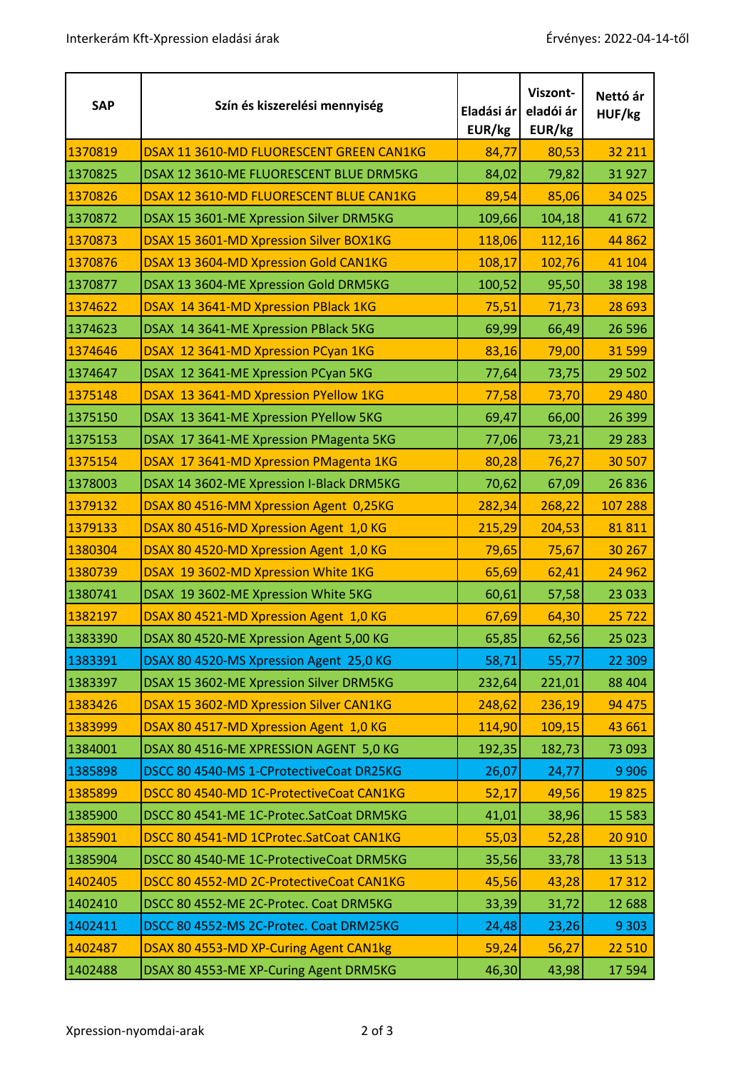| SAP | Szín és kiszerelési mennyiség | Eladási ár EUR/kg | Viszont-eladói ár EUR/kg | Nettó ár HUF/kg |
|---|---|---|---|---|
| 1370819 | DSAX 11 3610-MD FLUORESCENT GREEN CAN1KG | 84,77 | 80,53 | 32 211 |
| 1370825 | DSAX 12 3610-ME FLUORESCENT BLUE DRM5KG | 84,02 | 79,82 | 31 927 |
| 1370826 | DSAX 12 3610-MD FLUORESCENT BLUE CAN1KG | 89,54 | 85,06 | 34 025 |
| 1370872 | DSAX 15 3601-ME Xpression Silver DRM5KG | 109,66 | 104,18 | 41 672 |
| 1370873 | DSAX 15 3601-MD Xpression Silver BOX1KG | 118,06 | 112,16 | 44 862 |
| 1370876 | DSAX 13 3604-MD Xpression Gold CAN1KG | 108,17 | 102,76 | 41 104 |
| 1370877 | DSAX 13 3604-ME Xpression Gold DRM5KG | 100,52 | 95,50 | 38 198 |
| 1374622 | DSAX 14 3641-MD Xpression PBlack 1KG | 75,51 | 71,73 | 28 693 |
| 1374623 | DSAX 14 3641-ME Xpression PBlack 5KG | 69,99 | 66,49 | 26 596 |
| 1374646 | DSAX 12 3641-MD Xpression PCyan 1KG | 83,16 | 79,00 | 31 599 |
| 1374647 | DSAX 12 3641-ME Xpression PCyan 5KG | 77,64 | 73,75 | 29 502 |
| 1375148 | DSAX 13 3641-MD Xpression PYellow 1KG | 77,58 | 73,70 | 29 480 |
| 1375150 | DSAX 13 3641-ME Xpression PYellow 5KG | 69,47 | 66,00 | 26 399 |
| 1375153 | DSAX 17 3641-ME Xpression PMagenta 5KG | 77,06 | 73,21 | 29 283 |
| 1375154 | DSAX 17 3641-MD Xpression PMagenta 1KG | 80,28 | 76,27 | 30 507 |
| 1378003 | DSAX 14 3602-ME Xpression I-Black DRM5KG | 70,62 | 67,09 | 26 836 |
| 1379132 | DSAX 80 4516-MM Xpression Agent 0,25KG | 282,34 | 268,22 | 107 288 |
| 1379133 | DSAX 80 4516-MD Xpression Agent 1,0 KG | 215,29 | 204,53 | 81 811 |
| 1380304 | DSAX 80 4520-MD Xpression Agent 1,0 KG | 79,65 | 75,67 | 30 267 |
| 1380739 | DSAX 19 3602-MD Xpression White 1KG | 65,69 | 62,41 | 24 962 |
| 1380741 | DSAX 19 3602-ME Xpression White 5KG | 60,61 | 57,58 | 23 033 |
| 1382197 | DSAX 80 4521-MD Xpression Agent 1,0 KG | 67,69 | 64,30 | 25 722 |
| 1383390 | DSAX 80 4520-ME Xpression Agent 5,00 KG | 65,85 | 62,56 | 25 023 |
| 1383391 | DSAX 80 4520-MS Xpression Agent 25,0 KG | 58,71 | 55,77 | 22 309 |
| 1383397 | DSAX 15 3602-ME Xpression Silver DRM5KG | 232,64 | 221,01 | 88 404 |
| 1383426 | DSAX 15 3602-MD Xpression Silver CAN1KG | 248,62 | 236,19 | 94 475 |
| 1383999 | DSAX 80 4517-MD Xpression Agent 1,0 KG | 114,90 | 109,15 | 43 661 |
| 1384001 | DSAX 80 4516-ME XPRESSION AGENT 5,0 KG | 192,35 | 182,73 | 73 093 |
| 1385898 | DSCC 80 4540-MS 1-CProtectiveCoat DR25KG | 26,07 | 24,77 | 9 906 |
| 1385899 | DSCC 80 4540-MD 1C-ProtectiveCoat CAN1KG | 52,17 | 49,56 | 19 825 |
| 1385900 | DSCC 80 4541-ME 1C-Protec.SatCoat DRM5KG | 41,01 | 38,96 | 15 583 |
| 1385901 | DSCC 80 4541-MD 1CProtec.SatCoat CAN1KG | 55,03 | 52,28 | 20 910 |
| 1385904 | DSCC 80 4540-ME 1C-ProtectiveCoat DRM5KG | 35,56 | 33,78 | 13 513 |
| 1402405 | DSCC 80 4552-MD 2C-ProtectiveCoat CAN1KG | 45,56 | 43,28 | 17 312 |
| 1402410 | DSCC 80 4552-ME 2C-Protec. Coat DRM5KG | 33,39 | 31,72 | 12 688 |
| 1402411 | DSCC 80 4552-MS 2C-Protec. Coat DRM25KG | 24,48 | 23,26 | 9 303 |
| 1402487 | DSAX 80 4553-MD XP-Curing Agent CAN1kg | 59,24 | 56,27 | 22 510 |
| 1402488 | DSAX 80 4553-ME XP-Curing Agent DRM5KG | 46,30 | 43,98 | 17 594 |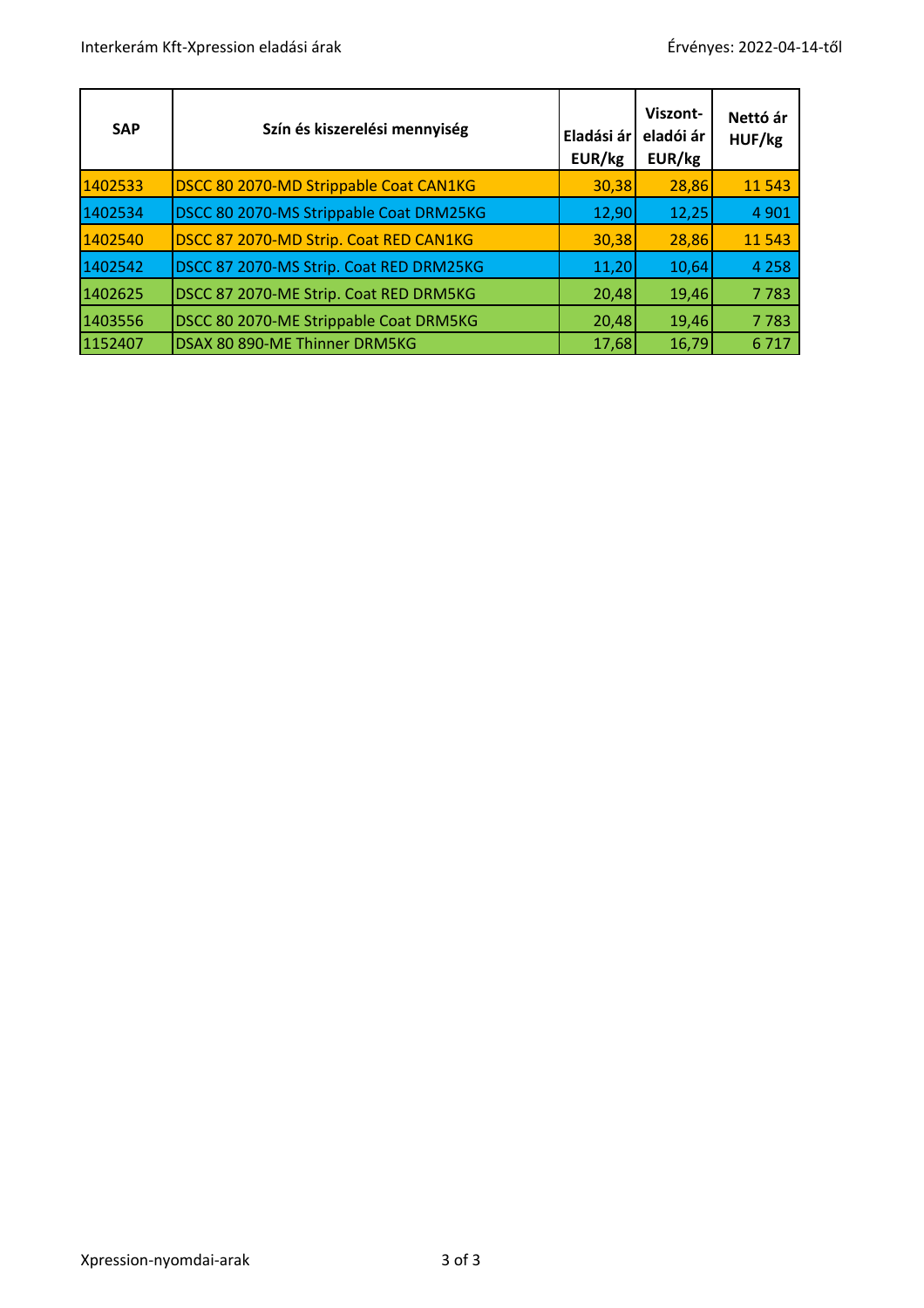| SAP | Szín és kiszerelési mennyiség | Eladási ár EUR/kg | Viszont-eladói ár EUR/kg | Nettó ár HUF/kg |
|---|---|---|---|---|
| 1402533 | DSCC 80 2070-MD Strippable Coat CAN1KG | 30,38 | 28,86 | 11 543 |
| 1402534 | DSCC 80 2070-MS Strippable Coat DRM25KG | 12,90 | 12,25 | 4 901 |
| 1402540 | DSCC 87 2070-MD Strip. Coat RED CAN1KG | 30,38 | 28,86 | 11 543 |
| 1402542 | DSCC 87 2070-MS Strip. Coat RED DRM25KG | 11,20 | 10,64 | 4 258 |
| 1402625 | DSCC 87 2070-ME Strip. Coat RED DRM5KG | 20,48 | 19,46 | 7 783 |
| 1403556 | DSCC 80 2070-ME Strippable Coat DRM5KG | 20,48 | 19,46 | 7 783 |
| 1152407 | DSAX 80 890-ME Thinner DRM5KG | 17,68 | 16,79 | 6 717 |